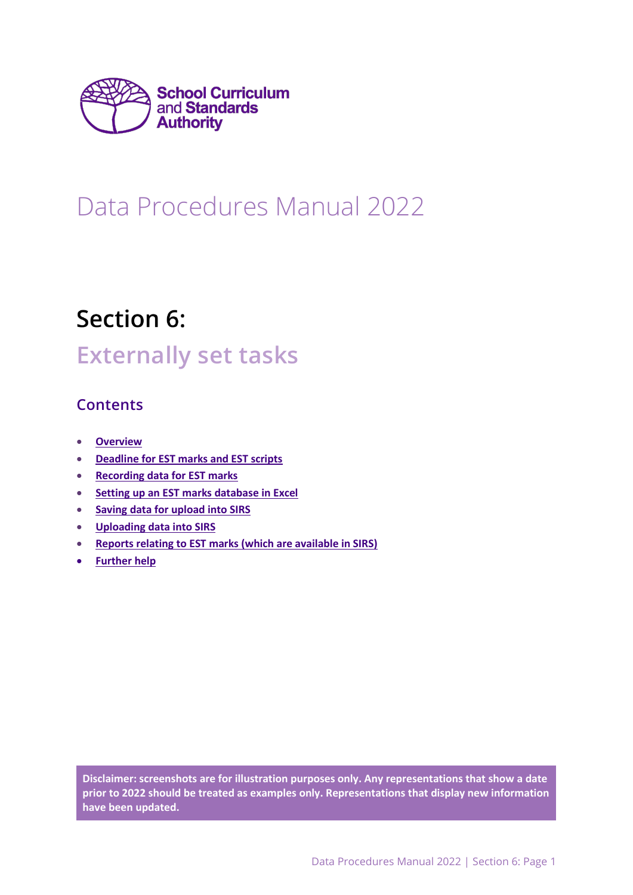School Curriculum and Standards Authority

# Data Procedures Manual 2022

## Section 6:

## Externally set tasks

### Contents

- Overview
- Deadline for EST marks and EST scripts
- Recording data for EST marks
- Setting up an EST marks database in Excel
- Saving data for upload into SIRS
- Uploading data into SIRS
- Reports relating to EST marks (which are available in SIRS)
- Further help

**Disclaimer: screenshots are for illustration purposes only. Any representations that show a date prior to 2022 should be treated as examples only. Representations that display new information have been updated.**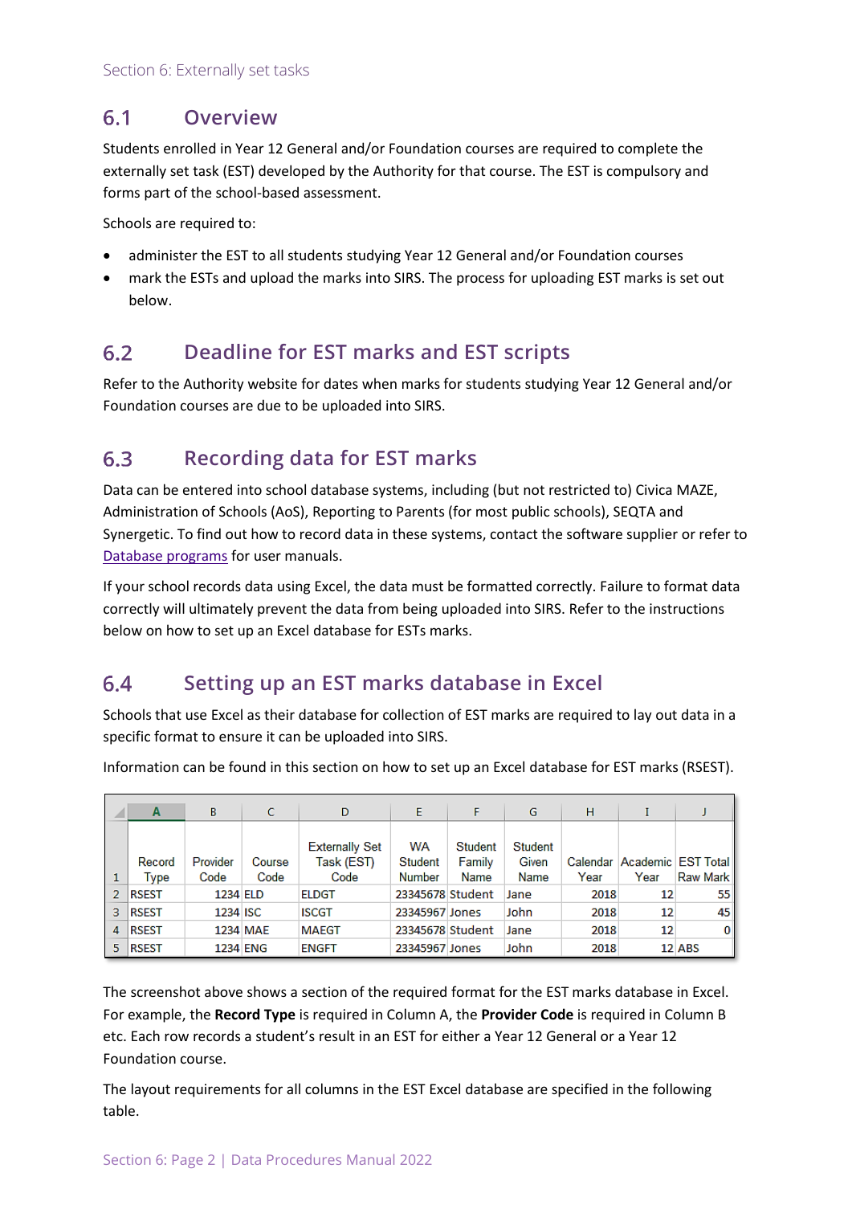Section 6: Externally set tasks

## 6.1 Overview

Students enrolled in Year 12 General and/or Foundation courses are required to complete the externally set task (EST) developed by the Authority for that course. The EST is compulsory and forms part of the school-based assessment.

Schools are required to:

- administer the EST to all students studying Year 12 General and/or Foundation courses
- mark the ESTs and upload the marks into SIRS. The process for uploading EST marks is set out below.

## 6.2 Deadline for EST marks and EST scripts

Refer to the Authority website for dates when marks for students studying Year 12 General and/or Foundation courses are due to be uploaded into SIRS.

## 6.3 Recording data for EST marks

Data can be entered into school database systems, including (but not restricted to) Civica MAZE, Administration of Schools (AoS), Reporting to Parents (for most public schools), SEQTA and Synergetic. To find out how to record data in these systems, contact the software supplier or refer to Database programs for user manuals.

If your school records data using Excel, the data must be formatted correctly. Failure to format data correctly will ultimately prevent the data from being uploaded into SIRS. Refer to the instructions below on how to set up an Excel database for ESTs marks.

## 6.4 Setting up an EST marks database in Excel

Schools that use Excel as their database for collection of EST marks are required to lay out data in a specific format to ensure it can be uploaded into SIRS.

Information can be found in this section on how to set up an Excel database for EST marks (RSEST).

| | A | B | C | D | E | F | G | H | I | J |
|---|---|---|---|---|---|---|---|---|---|---|
| 1 | Record Type | Provider Code | Course Code | Externally Set Task (EST) Code | WA Student Number | Student Family Name | Student Given Name | Calendar Year | Academic Year | EST Total Raw Mark |
| 2 | RSEST | 1234 | ELD | ELDGT | 23345678 | Student | Jane | 2018 | 12 | 55 |
| 3 | RSEST | 1234 | ISC | ISCGT | 23345967 | Jones | John | 2018 | 12 | 45 |
| 4 | RSEST | 1234 | MAE | MAEGT | 23345678 | Student | Jane | 2018 | 12 | 0 |
| 5 | RSEST | 1234 | ENG | ENGFT | 23345967 | Jones | John | 2018 | 12 | ABS |

The screenshot above shows a section of the required format for the EST marks database in Excel. For example, the **Record Type** is required in Column A, the **Provider Code** is required in Column B etc. Each row records a student's result in an EST for either a Year 12 General or a Year 12 Foundation course.

The layout requirements for all columns in the EST Excel database are specified in the following table.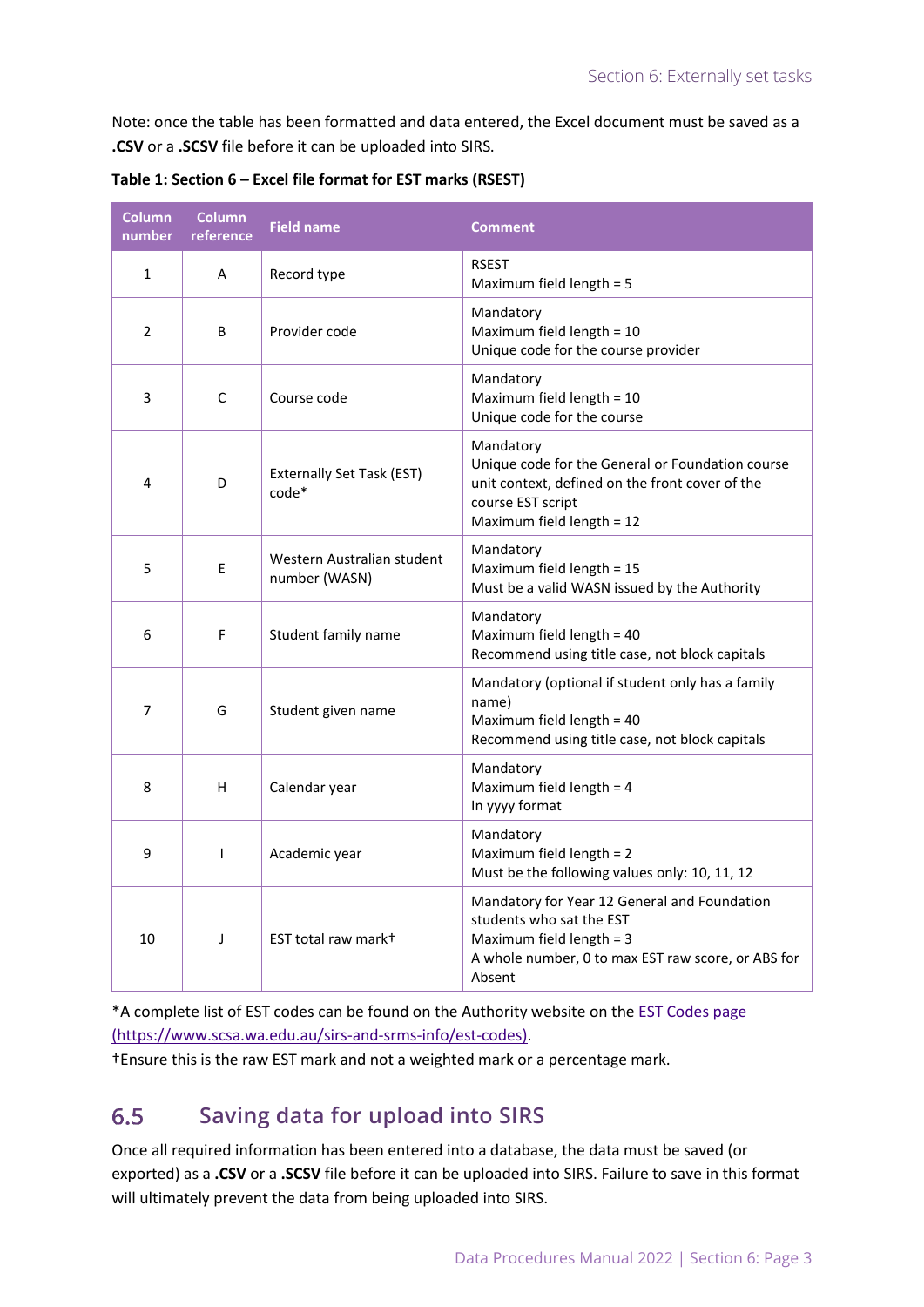Note: once the table has been formatted and data entered, the Excel document must be saved as a **.CSV** or a **.SCSV** file before it can be uploaded into SIRS.

**Table 1: Section 6 – Excel file format for EST marks (RSEST)**

| Column number | Column reference | Field name | Comment |
|---|---|---|---|
| 1 | A | Record type | RSEST<br>Maximum field length = 5 |
| 2 | B | Provider code | Mandatory<br>Maximum field length = 10<br>Unique code for the course provider |
| 3 | C | Course code | Mandatory<br>Maximum field length = 10<br>Unique code for the course |
| 4 | D | Externally Set Task (EST) code* | Mandatory<br>Unique code for the General or Foundation course unit context, defined on the front cover of the course EST script<br>Maximum field length = 12 |
| 5 | E | Western Australian student number (WASN) | Mandatory<br>Maximum field length = 15<br>Must be a valid WASN issued by the Authority |
| 6 | F | Student family name | Mandatory<br>Maximum field length = 40<br>Recommend using title case, not block capitals |
| 7 | G | Student given name | Mandatory (optional if student only has a family name)<br>Maximum field length = 40<br>Recommend using title case, not block capitals |
| 8 | H | Calendar year | Mandatory<br>Maximum field length = 4<br>In yyyy format |
| 9 | I | Academic year | Mandatory<br>Maximum field length = 2<br>Must be the following values only: 10, 11, 12 |
| 10 | J | EST total raw mark† | Mandatory for Year 12 General and Foundation students who sat the EST<br>Maximum field length = 3<br>A whole number, 0 to max EST raw score, or ABS for Absent |

*A complete list of EST codes can be found on the Authority website on the EST Codes page (https://www.scsa.wa.edu.au/sirs-and-srms-info/est-codes).

†Ensure this is the raw EST mark and not a weighted mark or a percentage mark.

## 6.5 Saving data for upload into SIRS

Once all required information has been entered into a database, the data must be saved (or exported) as a **.CSV** or a **.SCSV** file before it can be uploaded into SIRS. Failure to save in this format will ultimately prevent the data from being uploaded into SIRS.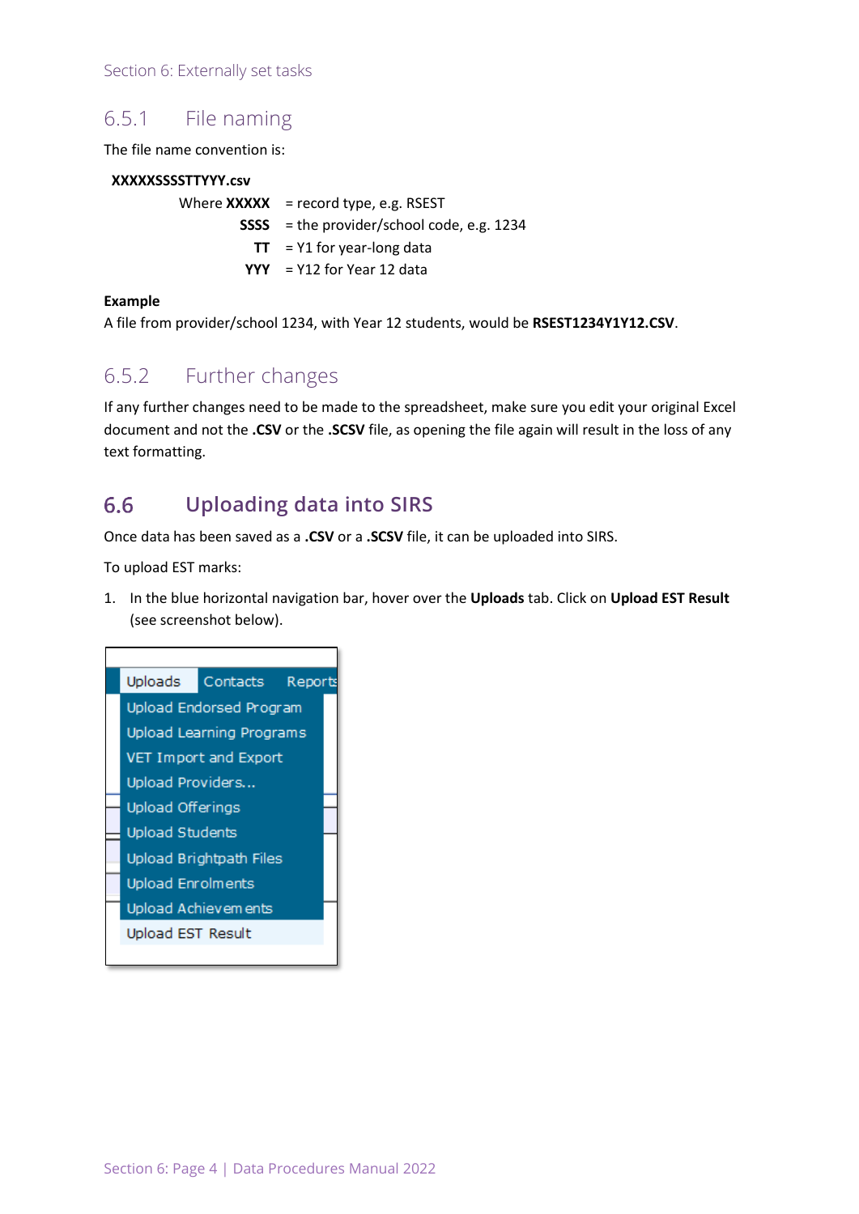### 6.5.1 File naming

The file name convention is:

**XXXXXSSSSTTYYY.csv**

Where **XXXXX** = record type, e.g. RSEST
**SSSS** = the provider/school code, e.g. 1234
**TT** = Y1 for year-long data
**YYY** = Y12 for Year 12 data

**Example**

A file from provider/school 1234, with Year 12 students, would be **RSEST1234Y1Y12.CSV**.

### 6.5.2 Further changes

If any further changes need to be made to the spreadsheet, make sure you edit your original Excel document and not the **.CSV** or the **.SCSV** file, as opening the file again will result in the loss of any text formatting.

## 6.6 Uploading data into SIRS

Once data has been saved as a **.CSV** or a **.SCSV** file, it can be uploaded into SIRS.

To upload EST marks:

1. In the blue horizontal navigation bar, hover over the **Uploads** tab. Click on **Upload EST Result** (see screenshot below).

Uploads Contacts Reports
Upload Endorsed Program
Upload Learning Programs
VET Import and Export
Upload Providers...
Upload Offerings
Upload Students
Upload Brightpath Files
Upload Enrolments
Upload Achievements
Upload EST Result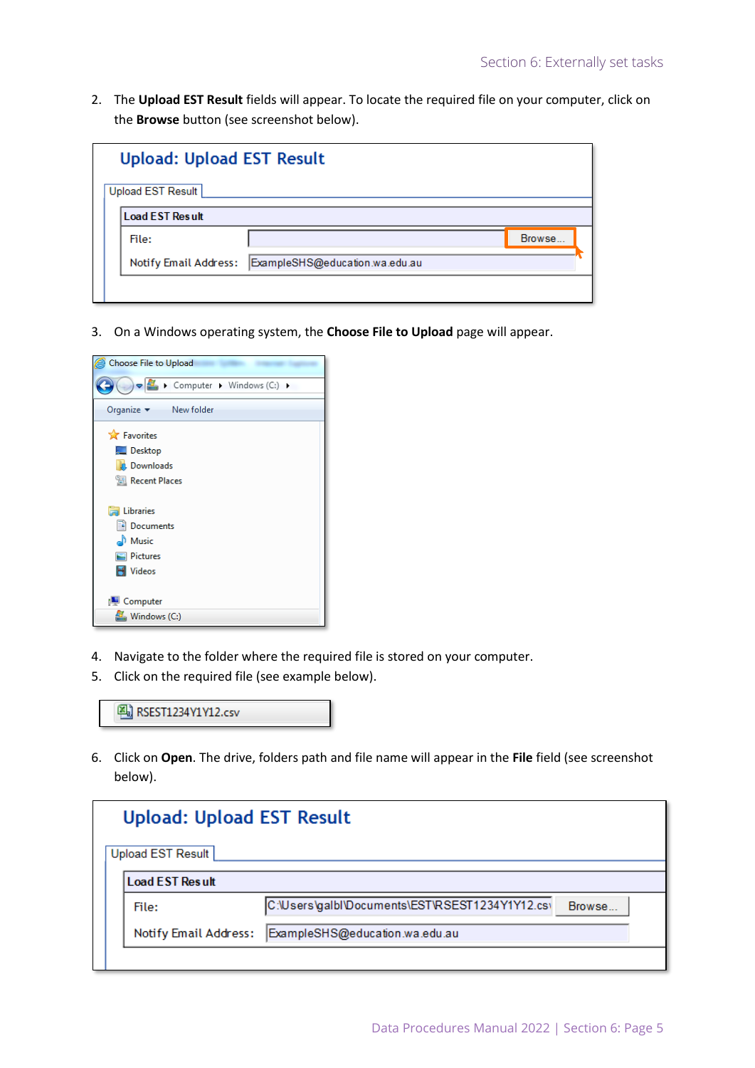2. The **Upload EST Result** fields will appear. To locate the required file on your computer, click on the **Browse** button (see screenshot below).

3. On a Windows operating system, the **Choose File to Upload** page will appear.

4. Navigate to the folder where the required file is stored on your computer.
5. Click on the required file (see example below).

6. Click on **Open**. The drive, folders path and file name will appear in the **File** field (see screenshot below).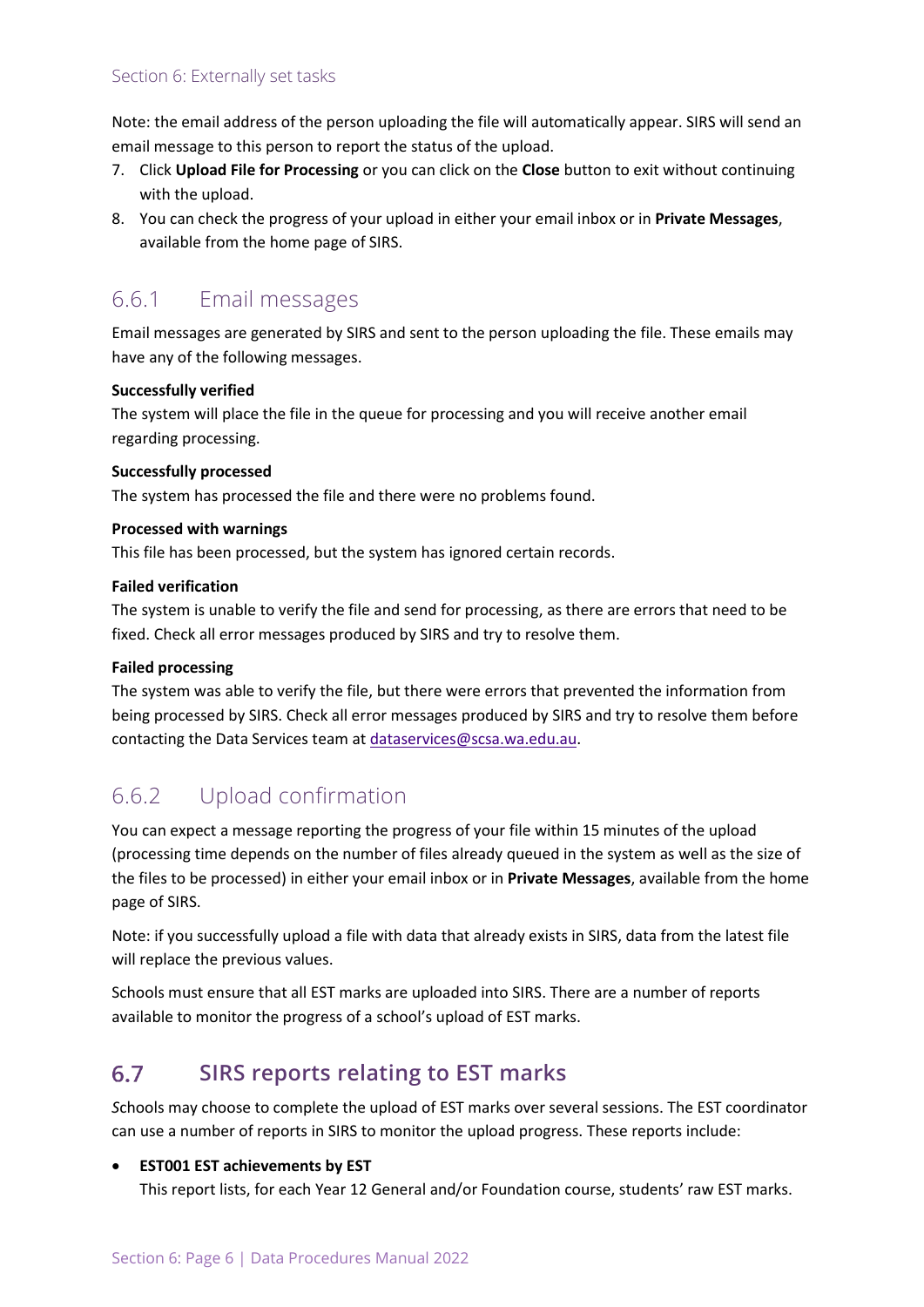Note: the email address of the person uploading the file will automatically appear. SIRS will send an email message to this person to report the status of the upload.

7. Click **Upload File for Processing** or you can click on the **Close** button to exit without continuing with the upload.
8. You can check the progress of your upload in either your email inbox or in **Private Messages**, available from the home page of SIRS.

### 6.6.1 Email messages

Email messages are generated by SIRS and sent to the person uploading the file. These emails may have any of the following messages.

**Successfully verified**
The system will place the file in the queue for processing and you will receive another email regarding processing.

**Successfully processed**
The system has processed the file and there were no problems found.

**Processed with warnings**
This file has been processed, but the system has ignored certain records.

**Failed verification**
The system is unable to verify the file and send for processing, as there are errors that need to be fixed. Check all error messages produced by SIRS and try to resolve them.

**Failed processing**
The system was able to verify the file, but there were errors that prevented the information from being processed by SIRS. Check all error messages produced by SIRS and try to resolve them before contacting the Data Services team at dataservices@scsa.wa.edu.au.

### 6.6.2 Upload confirmation

You can expect a message reporting the progress of your file within 15 minutes of the upload (processing time depends on the number of files already queued in the system as well as the size of the files to be processed) in either your email inbox or in **Private Messages**, available from the home page of SIRS.

Note: if you successfully upload a file with data that already exists in SIRS, data from the latest file will replace the previous values.

Schools must ensure that all EST marks are uploaded into SIRS. There are a number of reports available to monitor the progress of a school's upload of EST marks.

## 6.7 SIRS reports relating to EST marks

*S*chools may choose to complete the upload of EST marks over several sessions. The EST coordinator can use a number of reports in SIRS to monitor the upload progress. These reports include:

- **EST001 EST achievements by EST**
  This report lists, for each Year 12 General and/or Foundation course, students' raw EST marks.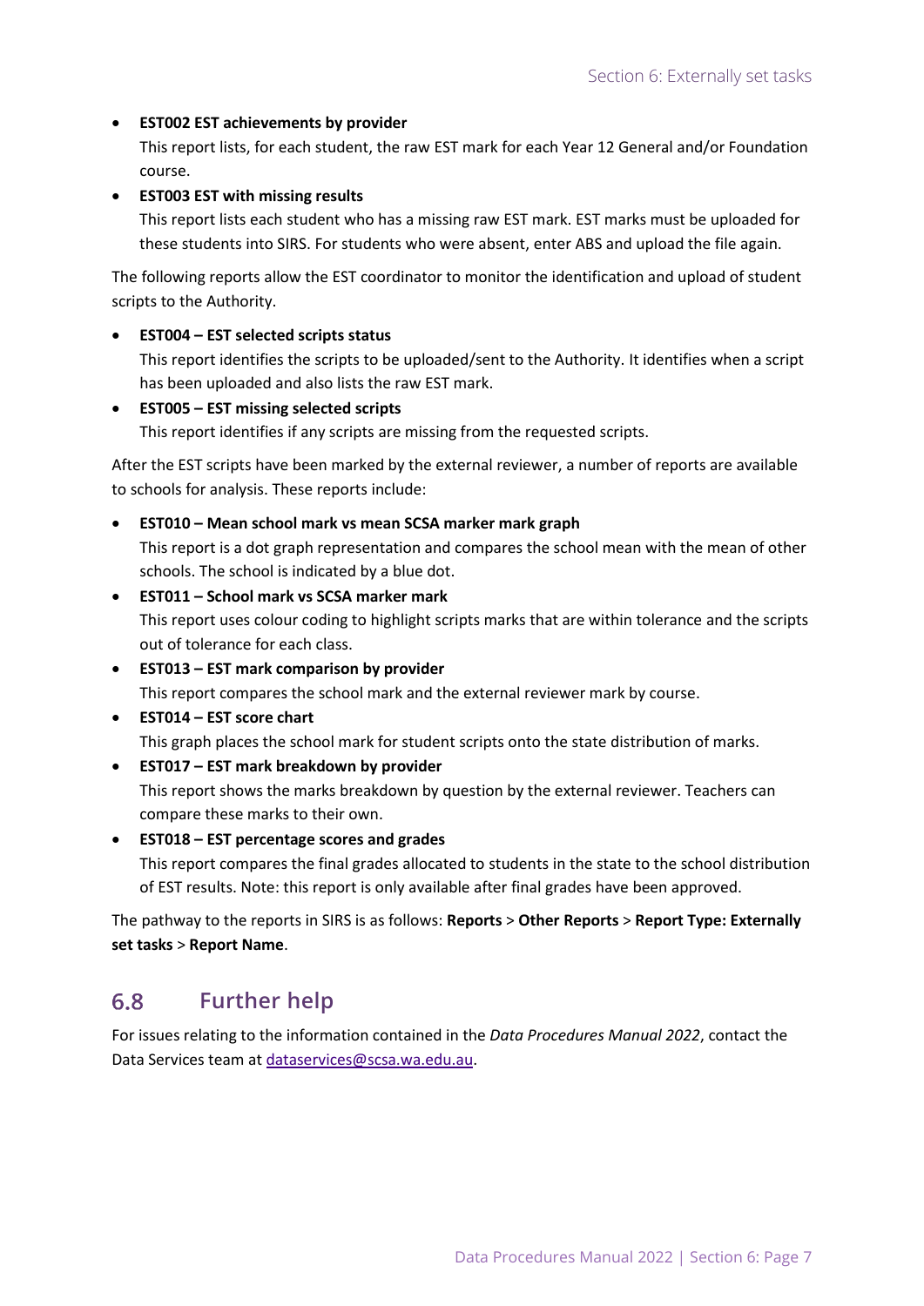- **EST002 EST achievements by provider**
  This report lists, for each student, the raw EST mark for each Year 12 General and/or Foundation course.
- **EST003 EST with missing results**
  This report lists each student who has a missing raw EST mark. EST marks must be uploaded for these students into SIRS. For students who were absent, enter ABS and upload the file again.

The following reports allow the EST coordinator to monitor the identification and upload of student scripts to the Authority.

- **EST004 – EST selected scripts status**
  This report identifies the scripts to be uploaded/sent to the Authority. It identifies when a script has been uploaded and also lists the raw EST mark.
- **EST005 – EST missing selected scripts**
  This report identifies if any scripts are missing from the requested scripts.

After the EST scripts have been marked by the external reviewer, a number of reports are available to schools for analysis. These reports include:

- **EST010 – Mean school mark vs mean SCSA marker mark graph**
  This report is a dot graph representation and compares the school mean with the mean of other schools. The school is indicated by a blue dot.
- **EST011 – School mark vs SCSA marker mark**
  This report uses colour coding to highlight scripts marks that are within tolerance and the scripts out of tolerance for each class.
- **EST013 – EST mark comparison by provider**
  This report compares the school mark and the external reviewer mark by course.
- **EST014 – EST score chart**
  This graph places the school mark for student scripts onto the state distribution of marks.
- **EST017 – EST mark breakdown by provider**
  This report shows the marks breakdown by question by the external reviewer. Teachers can compare these marks to their own.
- **EST018 – EST percentage scores and grades**
  This report compares the final grades allocated to students in the state to the school distribution of EST results. Note: this report is only available after final grades have been approved.

The pathway to the reports in SIRS is as follows: **Reports** > **Other Reports** > **Report Type: Externally set tasks** > **Report Name**.

## 6.8 Further help

For issues relating to the information contained in the *Data Procedures Manual 2022*, contact the Data Services team at dataservices@scsa.wa.edu.au.